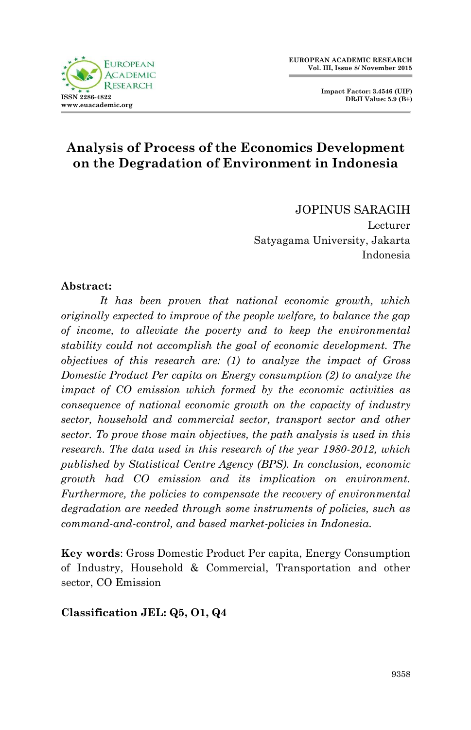# Analysis of Process of the Economics Development on the Degradation of Environment in Indonesia

JOPINUS SARAGIH  
Lecturer  
Satyagama University, Jakarta  
Indonesia

**Abstract:**

*It has been proven that national economic growth, which originally expected to improve of the people welfare, to balance the gap of income, to alleviate the poverty and to keep the environmental stability could not accomplish the goal of economic development. The objectives of this research are: (1) to analyze the impact of Gross Domestic Product Per capita on Energy consumption (2) to analyze the impact of CO emission which formed by the economic activities as consequence of national economic growth on the capacity of industry sector, household and commercial sector, transport sector and other sector. To prove those main objectives, the path analysis is used in this research. The data used in this research of the year 1980-2012, which published by Statistical Centre Agency (BPS). In conclusion, economic growth had CO emission and its implication on environment. Furthermore, the policies to compensate the recovery of environmental degradation are needed through some instruments of policies, such as command-and-control, and based market-policies in Indonesia.*

**Key words**: Gross Domestic Product Per capita, Energy Consumption of Industry, Household & Commercial, Transportation and other sector, CO Emission

**Classification JEL: Q5, O1, Q4**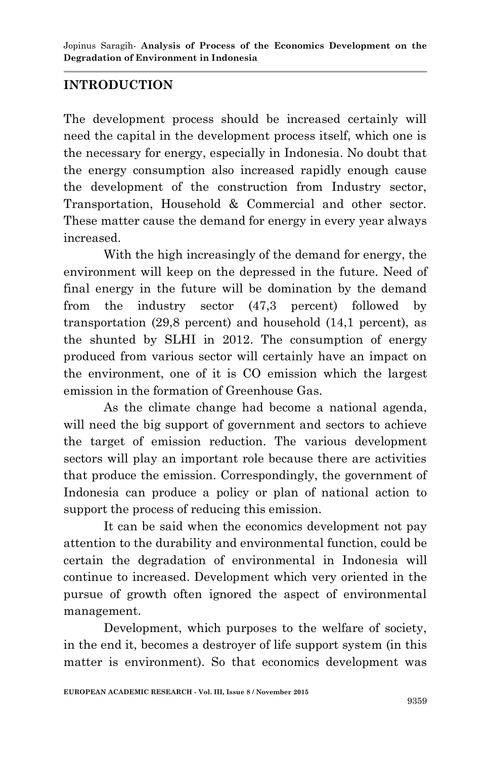## INTRODUCTION

The development process should be increased certainly will need the capital in the development process itself, which one is the necessary for energy, especially in Indonesia. No doubt that the energy consumption also increased rapidly enough cause the development of the construction from Industry sector, Transportation, Household & Commercial and other sector. These matter cause the demand for energy in every year always increased.

With the high increasingly of the demand for energy, the environment will keep on the depressed in the future. Need of final energy in the future will be domination by the demand from the industry sector (47,3 percent) followed by transportation (29,8 percent) and household (14,1 percent), as the shunted by SLHI in 2012. The consumption of energy produced from various sector will certainly have an impact on the environment, one of it is CO emission which the largest emission in the formation of Greenhouse Gas.

As the climate change had become a national agenda, will need the big support of government and sectors to achieve the target of emission reduction. The various development sectors will play an important role because there are activities that produce the emission. Correspondingly, the government of Indonesia can produce a policy or plan of national action to support the process of reducing this emission.

It can be said when the economics development not pay attention to the durability and environmental function, could be certain the degradation of environmental in Indonesia will continue to increased. Development which very oriented in the pursue of growth often ignored the aspect of environmental management.

Development, which purposes to the welfare of society, in the end it, becomes a destroyer of life support system (in this matter is environment). So that economics development was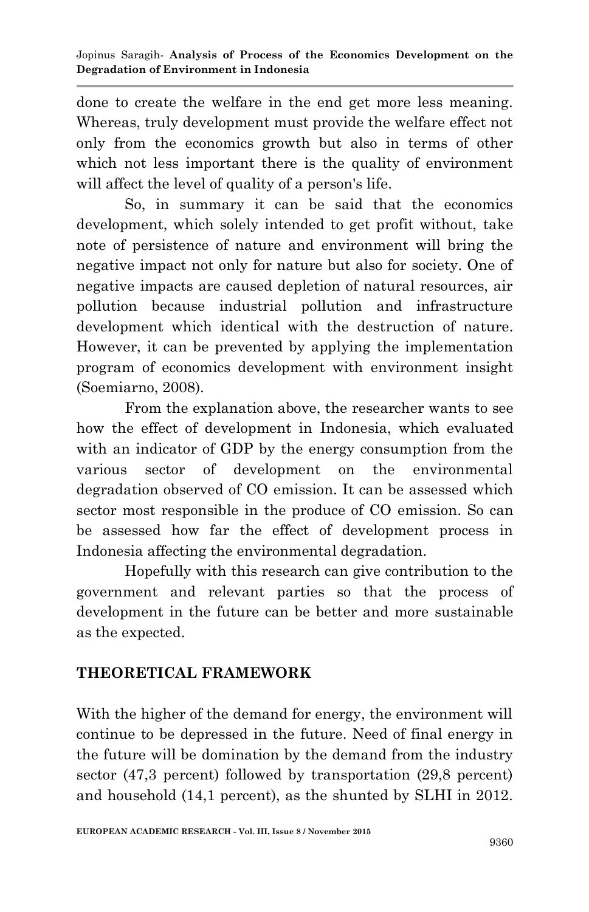done to create the welfare in the end get more less meaning. Whereas, truly development must provide the welfare effect not only from the economics growth but also in terms of other which not less important there is the quality of environment will affect the level of quality of a person's life.

So, in summary it can be said that the economics development, which solely intended to get profit without, take note of persistence of nature and environment will bring the negative impact not only for nature but also for society. One of negative impacts are caused depletion of natural resources, air pollution because industrial pollution and infrastructure development which identical with the destruction of nature. However, it can be prevented by applying the implementation program of economics development with environment insight (Soemiarno, 2008).

From the explanation above, the researcher wants to see how the effect of development in Indonesia, which evaluated with an indicator of GDP by the energy consumption from the various sector of development on the environmental degradation observed of CO emission. It can be assessed which sector most responsible in the produce of CO emission. So can be assessed how far the effect of development process in Indonesia affecting the environmental degradation.

Hopefully with this research can give contribution to the government and relevant parties so that the process of development in the future can be better and more sustainable as the expected.

## THEORETICAL FRAMEWORK

With the higher of the demand for energy, the environment will continue to be depressed in the future. Need of final energy in the future will be domination by the demand from the industry sector (47,3 percent) followed by transportation (29,8 percent) and household (14,1 percent), as the shunted by SLHI in 2012.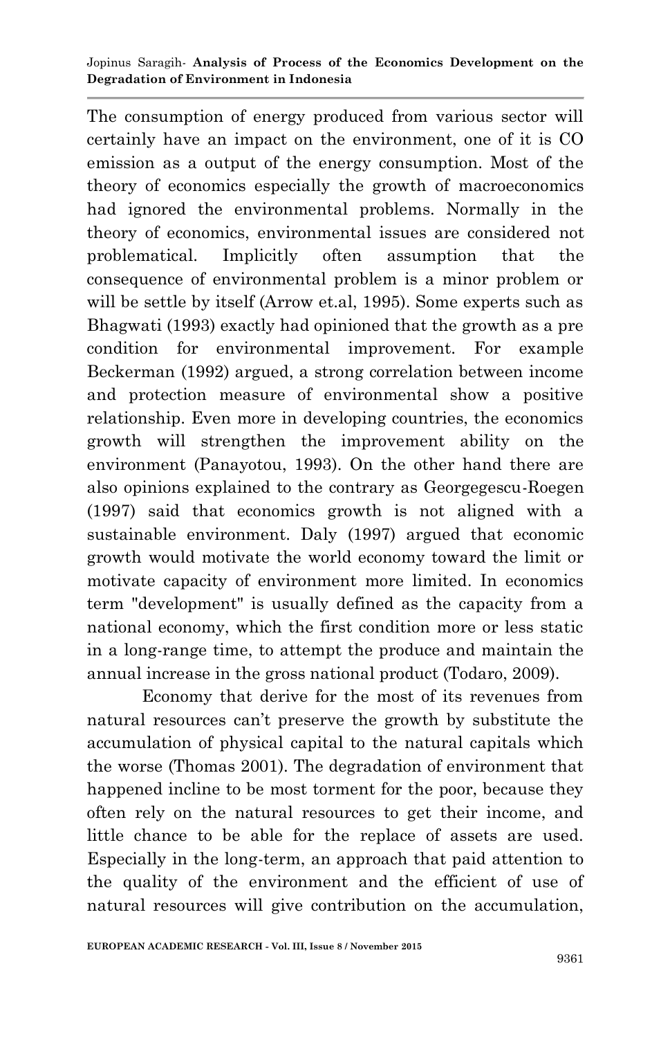The consumption of energy produced from various sector will certainly have an impact on the environment, one of it is CO emission as a output of the energy consumption. Most of the theory of economics especially the growth of macroeconomics had ignored the environmental problems. Normally in the theory of economics, environmental issues are considered not problematical. Implicitly often assumption that the consequence of environmental problem is a minor problem or will be settle by itself (Arrow et.al, 1995). Some experts such as Bhagwati (1993) exactly had opinioned that the growth as a pre condition for environmental improvement. For example Beckerman (1992) argued, a strong correlation between income and protection measure of environmental show a positive relationship. Even more in developing countries, the economics growth will strengthen the improvement ability on the environment (Panayotou, 1993). On the other hand there are also opinions explained to the contrary as Georgegescu-Roegen (1997) said that economics growth is not aligned with a sustainable environment. Daly (1997) argued that economic growth would motivate the world economy toward the limit or motivate capacity of environment more limited. In economics term "development" is usually defined as the capacity from a national economy, which the first condition more or less static in a long-range time, to attempt the produce and maintain the annual increase in the gross national product (Todaro, 2009).

Economy that derive for the most of its revenues from natural resources can't preserve the growth by substitute the accumulation of physical capital to the natural capitals which the worse (Thomas 2001). The degradation of environment that happened incline to be most torment for the poor, because they often rely on the natural resources to get their income, and little chance to be able for the replace of assets are used. Especially in the long-term, an approach that paid attention to the quality of the environment and the efficient of use of natural resources will give contribution on the accumulation,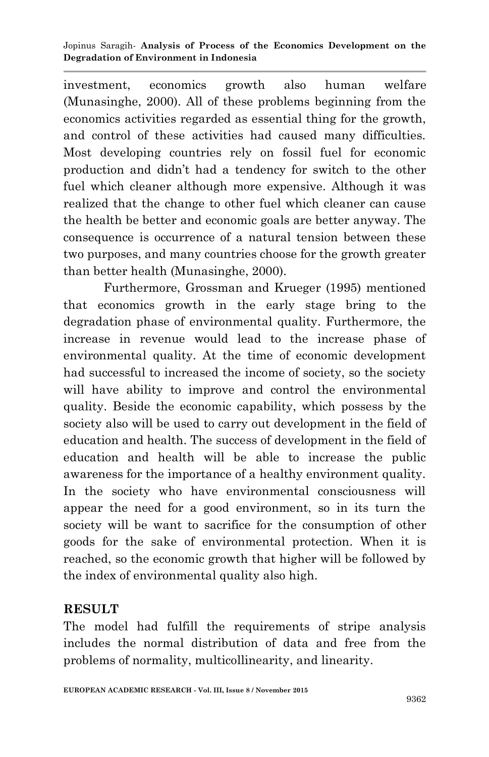investment, economics growth also human welfare (Munasinghe, 2000). All of these problems beginning from the economics activities regarded as essential thing for the growth, and control of these activities had caused many difficulties. Most developing countries rely on fossil fuel for economic production and didn't had a tendency for switch to the other fuel which cleaner although more expensive. Although it was realized that the change to other fuel which cleaner can cause the health be better and economic goals are better anyway. The consequence is occurrence of a natural tension between these two purposes, and many countries choose for the growth greater than better health (Munasinghe, 2000).

Furthermore, Grossman and Krueger (1995) mentioned that economics growth in the early stage bring to the degradation phase of environmental quality. Furthermore, the increase in revenue would lead to the increase phase of environmental quality. At the time of economic development had successful to increased the income of society, so the society will have ability to improve and control the environmental quality. Beside the economic capability, which possess by the society also will be used to carry out development in the field of education and health. The success of development in the field of education and health will be able to increase the public awareness for the importance of a healthy environment quality. In the society who have environmental consciousness will appear the need for a good environment, so in its turn the society will be want to sacrifice for the consumption of other goods for the sake of environmental protection. When it is reached, so the economic growth that higher will be followed by the index of environmental quality also high.

## RESULT

The model had fulfill the requirements of stripe analysis includes the normal distribution of data and free from the problems of normality, multicollinearity, and linearity.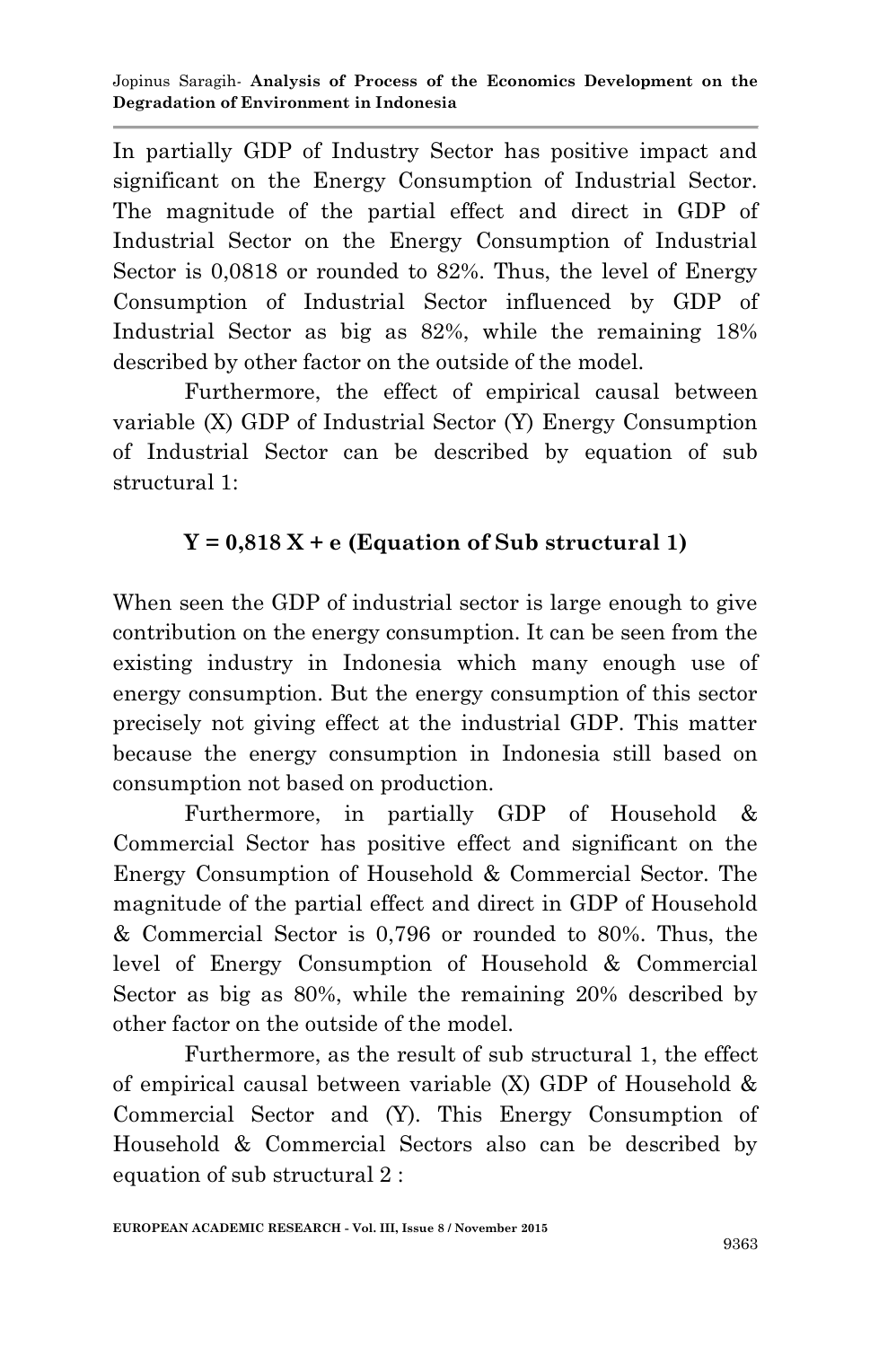In partially GDP of Industry Sector has positive impact and significant on the Energy Consumption of Industrial Sector. The magnitude of the partial effect and direct in GDP of Industrial Sector on the Energy Consumption of Industrial Sector is 0,0818 or rounded to 82%. Thus, the level of Energy Consumption of Industrial Sector influenced by GDP of Industrial Sector as big as 82%, while the remaining 18% described by other factor on the outside of the model.

Furthermore, the effect of empirical causal between variable (X) GDP of Industrial Sector (Y) Energy Consumption of Industrial Sector can be described by equation of sub structural 1:

$$Y = 0{,}818\ X + e \quad \textbf{(Equation of Sub structural 1)}$$

When seen the GDP of industrial sector is large enough to give contribution on the energy consumption. It can be seen from the existing industry in Indonesia which many enough use of energy consumption. But the energy consumption of this sector precisely not giving effect at the industrial GDP. This matter because the energy consumption in Indonesia still based on consumption not based on production.

Furthermore, in partially GDP of Household & Commercial Sector has positive effect and significant on the Energy Consumption of Household & Commercial Sector. The magnitude of the partial effect and direct in GDP of Household & Commercial Sector is 0,796 or rounded to 80%. Thus, the level of Energy Consumption of Household & Commercial Sector as big as 80%, while the remaining 20% described by other factor on the outside of the model.

Furthermore, as the result of sub structural 1, the effect of empirical causal between variable (X) GDP of Household & Commercial Sector and (Y). This Energy Consumption of Household & Commercial Sectors also can be described by equation of sub structural 2 :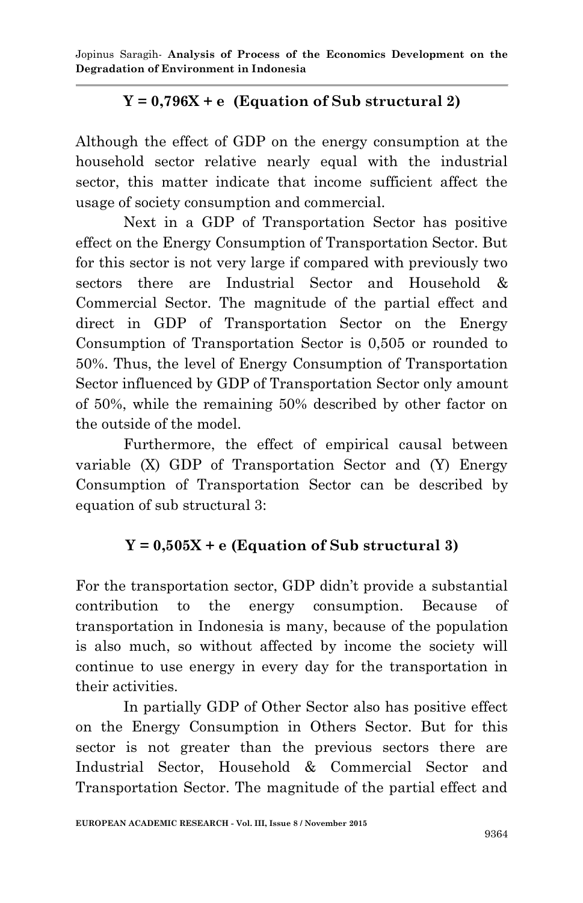**$Y = 0{,}796X + e$ (Equation of Sub structural 2)**

Although the effect of GDP on the energy consumption at the household sector relative nearly equal with the industrial sector, this matter indicate that income sufficient affect the usage of society consumption and commercial.

Next in a GDP of Transportation Sector has positive effect on the Energy Consumption of Transportation Sector. But for this sector is not very large if compared with previously two sectors there are Industrial Sector and Household & Commercial Sector. The magnitude of the partial effect and direct in GDP of Transportation Sector on the Energy Consumption of Transportation Sector is 0,505 or rounded to 50%. Thus, the level of Energy Consumption of Transportation Sector influenced by GDP of Transportation Sector only amount of 50%, while the remaining 50% described by other factor on the outside of the model.

Furthermore, the effect of empirical causal between variable (X) GDP of Transportation Sector and (Y) Energy Consumption of Transportation Sector can be described by equation of sub structural 3:

**$Y = 0{,}505X + e$ (Equation of Sub structural 3)**

For the transportation sector, GDP didn't provide a substantial contribution to the energy consumption. Because of transportation in Indonesia is many, because of the population is also much, so without affected by income the society will continue to use energy in every day for the transportation in their activities.

In partially GDP of Other Sector also has positive effect on the Energy Consumption in Others Sector. But for this sector is not greater than the previous sectors there are Industrial Sector, Household & Commercial Sector and Transportation Sector. The magnitude of the partial effect and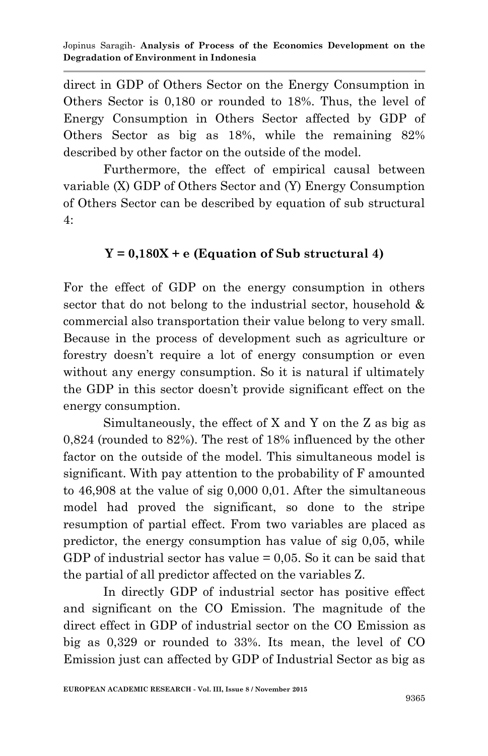direct in GDP of Others Sector on the Energy Consumption in Others Sector is 0,180 or rounded to 18%. Thus, the level of Energy Consumption in Others Sector affected by GDP of Others Sector as big as 18%, while the remaining 82% described by other factor on the outside of the model.

Furthermore, the effect of empirical causal between variable (X) GDP of Others Sector and (Y) Energy Consumption of Others Sector can be described by equation of sub structural 4:

$$Y = 0{,}180X + e \text{ (Equation of Sub structural 4)}$$

For the effect of GDP on the energy consumption in others sector that do not belong to the industrial sector, household & commercial also transportation their value belong to very small. Because in the process of development such as agriculture or forestry doesn't require a lot of energy consumption or even without any energy consumption. So it is natural if ultimately the GDP in this sector doesn't provide significant effect on the energy consumption.

Simultaneously, the effect of X and Y on the Z as big as 0,824 (rounded to 82%). The rest of 18% influenced by the other factor on the outside of the model. This simultaneous model is significant. With pay attention to the probability of F amounted to 46,908 at the value of sig 0,000 0,01. After the simultaneous model had proved the significant, so done to the stripe resumption of partial effect. From two variables are placed as predictor, the energy consumption has value of sig 0,05, while GDP of industrial sector has value = 0,05. So it can be said that the partial of all predictor affected on the variables Z.

In directly GDP of industrial sector has positive effect and significant on the CO Emission. The magnitude of the direct effect in GDP of industrial sector on the CO Emission as big as 0,329 or rounded to 33%. Its mean, the level of CO Emission just can affected by GDP of Industrial Sector as big as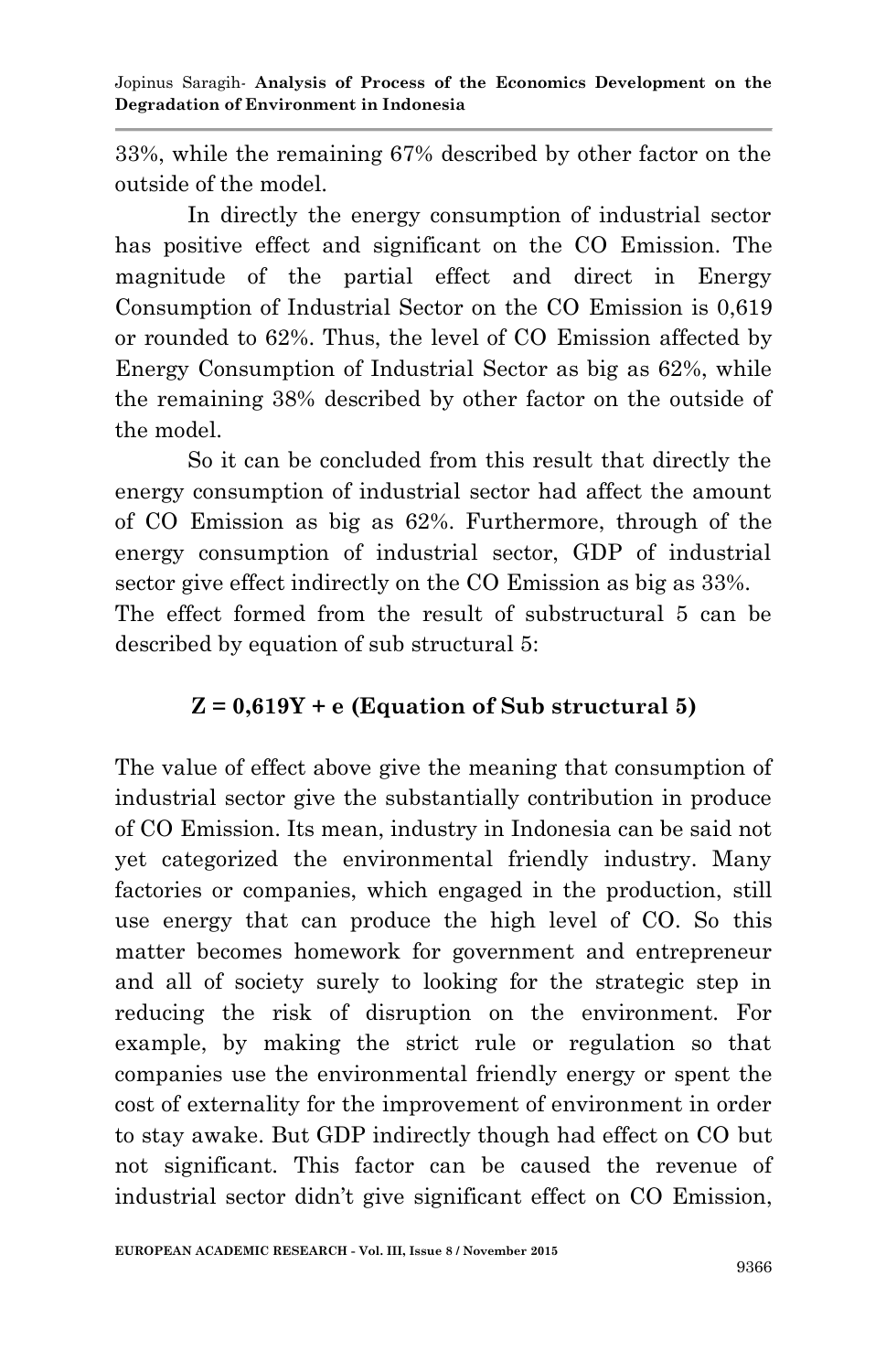33%, while the remaining 67% described by other factor on the outside of the model.

In directly the energy consumption of industrial sector has positive effect and significant on the CO Emission. The magnitude of the partial effect and direct in Energy Consumption of Industrial Sector on the CO Emission is 0,619 or rounded to 62%. Thus, the level of CO Emission affected by Energy Consumption of Industrial Sector as big as 62%, while the remaining 38% described by other factor on the outside of the model.

So it can be concluded from this result that directly the energy consumption of industrial sector had affect the amount of CO Emission as big as 62%. Furthermore, through of the energy consumption of industrial sector, GDP of industrial sector give effect indirectly on the CO Emission as big as 33%.
The effect formed from the result of substructural 5 can be described by equation of sub structural 5:

**$Z = 0{,}619Y + e$ (Equation of Sub structural 5)**

The value of effect above give the meaning that consumption of industrial sector give the substantially contribution in produce of CO Emission. Its mean, industry in Indonesia can be said not yet categorized the environmental friendly industry. Many factories or companies, which engaged in the production, still use energy that can produce the high level of CO. So this matter becomes homework for government and entrepreneur and all of society surely to looking for the strategic step in reducing the risk of disruption on the environment. For example, by making the strict rule or regulation so that companies use the environmental friendly energy or spent the cost of externality for the improvement of environment in order to stay awake. But GDP indirectly though had effect on CO but not significant. This factor can be caused the revenue of industrial sector didn't give significant effect on CO Emission,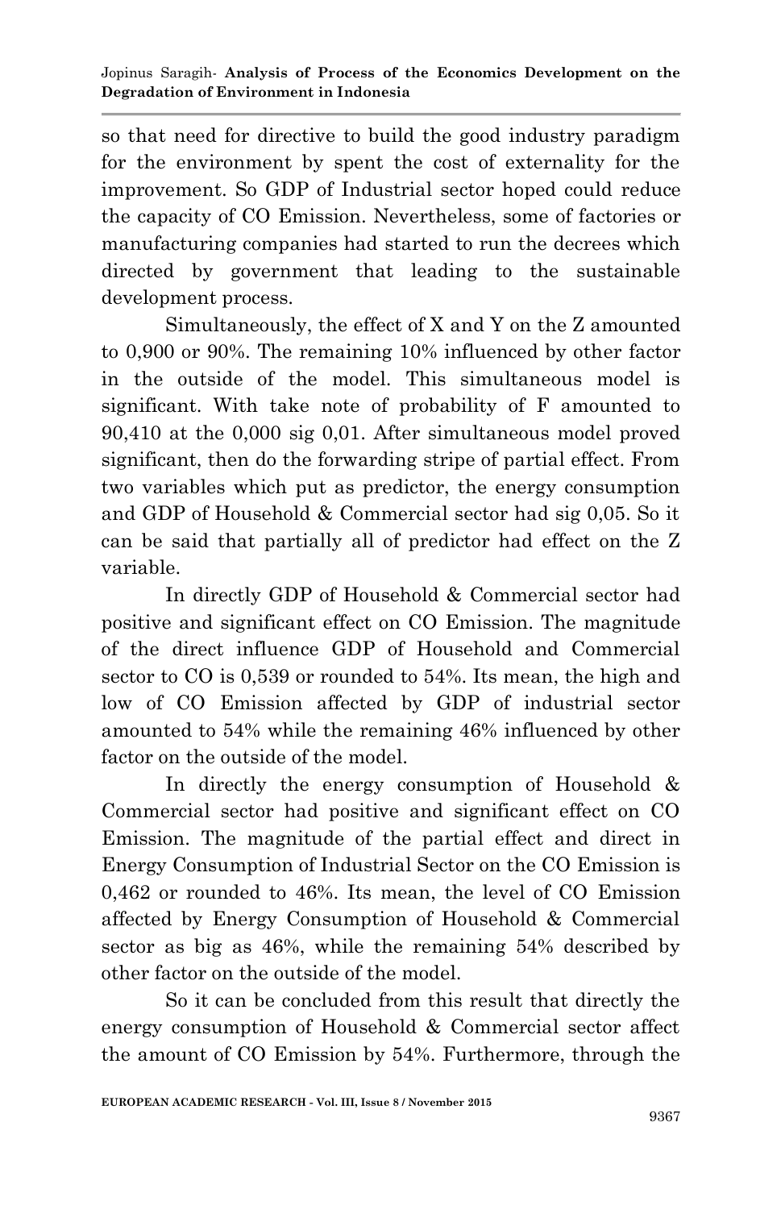so that need for directive to build the good industry paradigm for the environment by spent the cost of externality for the improvement. So GDP of Industrial sector hoped could reduce the capacity of CO Emission. Nevertheless, some of factories or manufacturing companies had started to run the decrees which directed by government that leading to the sustainable development process.

Simultaneously, the effect of X and Y on the Z amounted to 0,900 or 90%. The remaining 10% influenced by other factor in the outside of the model. This simultaneous model is significant. With take note of probability of F amounted to 90,410 at the 0,000 sig 0,01. After simultaneous model proved significant, then do the forwarding stripe of partial effect. From two variables which put as predictor, the energy consumption and GDP of Household & Commercial sector had sig 0,05. So it can be said that partially all of predictor had effect on the Z variable.

In directly GDP of Household & Commercial sector had positive and significant effect on CO Emission. The magnitude of the direct influence GDP of Household and Commercial sector to CO is 0,539 or rounded to 54%. Its mean, the high and low of CO Emission affected by GDP of industrial sector amounted to 54% while the remaining 46% influenced by other factor on the outside of the model.

In directly the energy consumption of Household & Commercial sector had positive and significant effect on CO Emission. The magnitude of the partial effect and direct in Energy Consumption of Industrial Sector on the CO Emission is 0,462 or rounded to 46%. Its mean, the level of CO Emission affected by Energy Consumption of Household & Commercial sector as big as 46%, while the remaining 54% described by other factor on the outside of the model.

So it can be concluded from this result that directly the energy consumption of Household & Commercial sector affect the amount of CO Emission by 54%. Furthermore, through the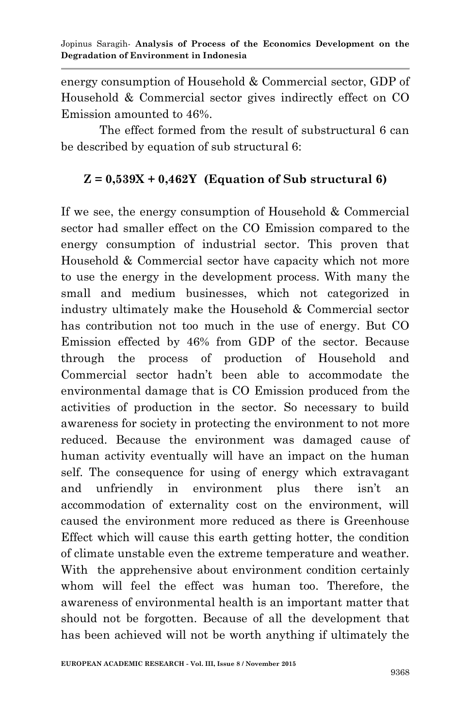energy consumption of Household & Commercial sector, GDP of Household & Commercial sector gives indirectly effect on CO Emission amounted to 46%.

The effect formed from the result of substructural 6 can be described by equation of sub structural 6:

$$Z = 0{,}539X + 0{,}462Y \quad \textbf{(Equation of Sub structural 6)}$$

If we see, the energy consumption of Household & Commercial sector had smaller effect on the CO Emission compared to the energy consumption of industrial sector. This proven that Household & Commercial sector have capacity which not more to use the energy in the development process. With many the small and medium businesses, which not categorized in industry ultimately make the Household & Commercial sector has contribution not too much in the use of energy. But CO Emission effected by 46% from GDP of the sector. Because through the process of production of Household and Commercial sector hadn't been able to accommodate the environmental damage that is CO Emission produced from the activities of production in the sector. So necessary to build awareness for society in protecting the environment to not more reduced. Because the environment was damaged cause of human activity eventually will have an impact on the human self. The consequence for using of energy which extravagant and unfriendly in environment plus there isn't an accommodation of externality cost on the environment, will caused the environment more reduced as there is Greenhouse Effect which will cause this earth getting hotter, the condition of climate unstable even the extreme temperature and weather. With the apprehensive about environment condition certainly whom will feel the effect was human too. Therefore, the awareness of environmental health is an important matter that should not be forgotten. Because of all the development that has been achieved will not be worth anything if ultimately the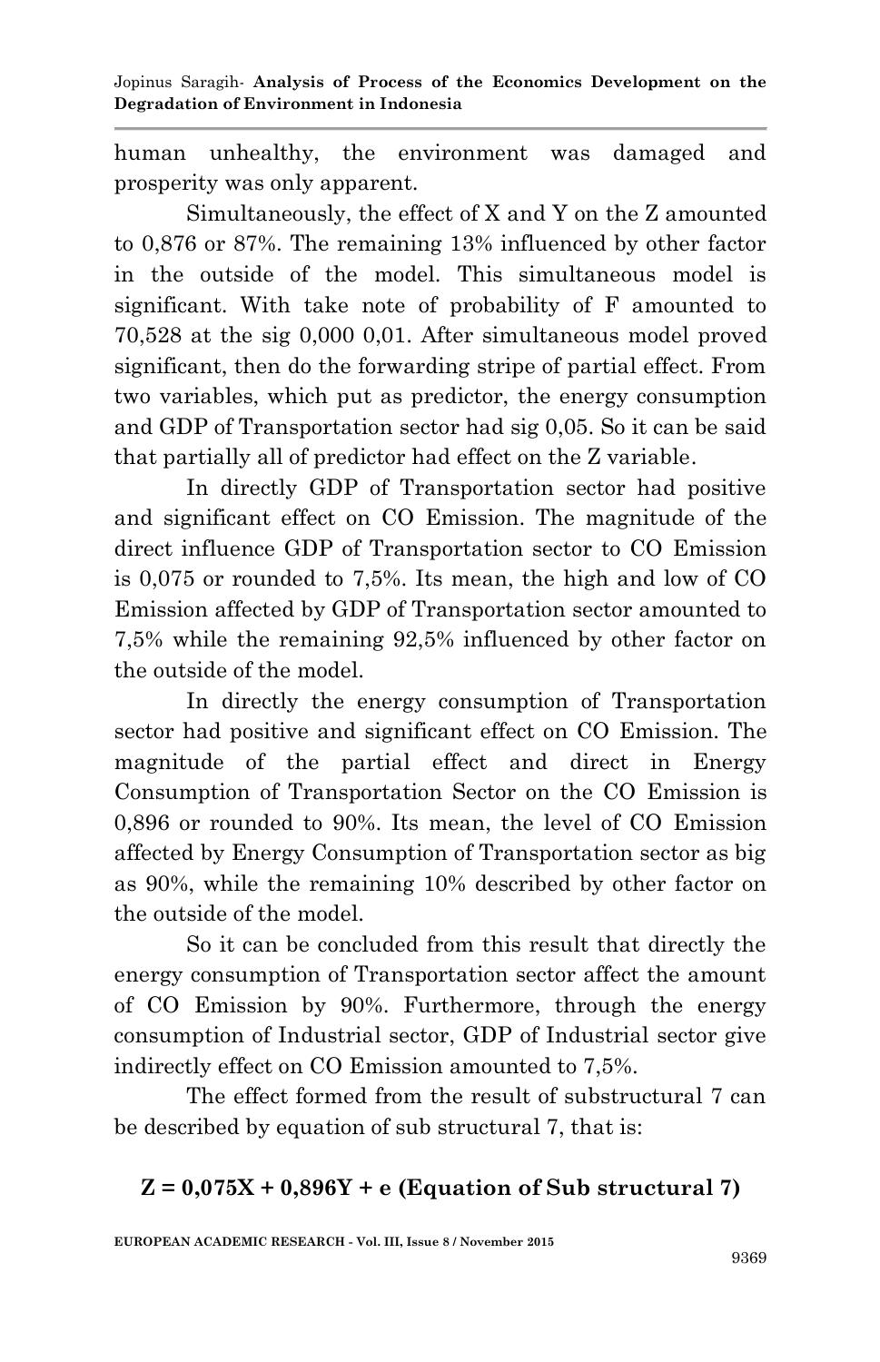human unhealthy, the environment was damaged and prosperity was only apparent.

Simultaneously, the effect of X and Y on the Z amounted to 0,876 or 87%. The remaining 13% influenced by other factor in the outside of the model. This simultaneous model is significant. With take note of probability of F amounted to 70,528 at the sig 0,000 0,01. After simultaneous model proved significant, then do the forwarding stripe of partial effect. From two variables, which put as predictor, the energy consumption and GDP of Transportation sector had sig 0,05. So it can be said that partially all of predictor had effect on the Z variable.

In directly GDP of Transportation sector had positive and significant effect on CO Emission. The magnitude of the direct influence GDP of Transportation sector to CO Emission is 0,075 or rounded to 7,5%. Its mean, the high and low of CO Emission affected by GDP of Transportation sector amounted to 7,5% while the remaining 92,5% influenced by other factor on the outside of the model.

In directly the energy consumption of Transportation sector had positive and significant effect on CO Emission. The magnitude of the partial effect and direct in Energy Consumption of Transportation Sector on the CO Emission is 0,896 or rounded to 90%. Its mean, the level of CO Emission affected by Energy Consumption of Transportation sector as big as 90%, while the remaining 10% described by other factor on the outside of the model.

So it can be concluded from this result that directly the energy consumption of Transportation sector affect the amount of CO Emission by 90%. Furthermore, through the energy consumption of Industrial sector, GDP of Industrial sector give indirectly effect on CO Emission amounted to 7,5%.

The effect formed from the result of substructural 7 can be described by equation of sub structural 7, that is:

**$Z = 0{,}075X + 0{,}896Y + e$ (Equation of Sub structural 7)**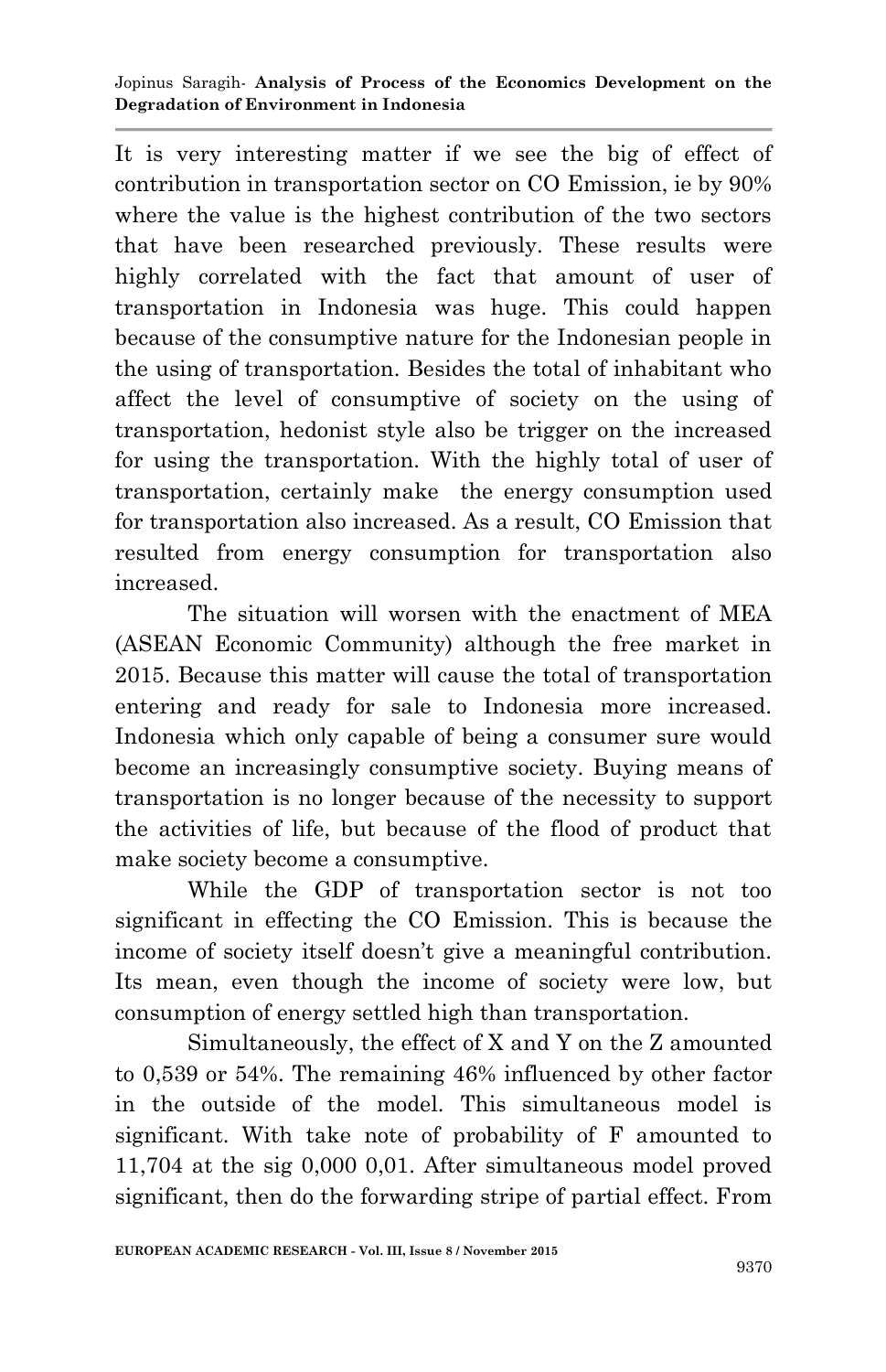It is very interesting matter if we see the big of effect of contribution in transportation sector on CO Emission, ie by 90% where the value is the highest contribution of the two sectors that have been researched previously. These results were highly correlated with the fact that amount of user of transportation in Indonesia was huge. This could happen because of the consumptive nature for the Indonesian people in the using of transportation. Besides the total of inhabitant who affect the level of consumptive of society on the using of transportation, hedonist style also be trigger on the increased for using the transportation. With the highly total of user of transportation, certainly make the energy consumption used for transportation also increased. As a result, CO Emission that resulted from energy consumption for transportation also increased.

The situation will worsen with the enactment of MEA (ASEAN Economic Community) although the free market in 2015. Because this matter will cause the total of transportation entering and ready for sale to Indonesia more increased. Indonesia which only capable of being a consumer sure would become an increasingly consumptive society. Buying means of transportation is no longer because of the necessity to support the activities of life, but because of the flood of product that make society become a consumptive.

While the GDP of transportation sector is not too significant in effecting the CO Emission. This is because the income of society itself doesn't give a meaningful contribution. Its mean, even though the income of society were low, but consumption of energy settled high than transportation.

Simultaneously, the effect of X and Y on the Z amounted to 0,539 or 54%. The remaining 46% influenced by other factor in the outside of the model. This simultaneous model is significant. With take note of probability of F amounted to 11,704 at the sig 0,000 0,01. After simultaneous model proved significant, then do the forwarding stripe of partial effect. From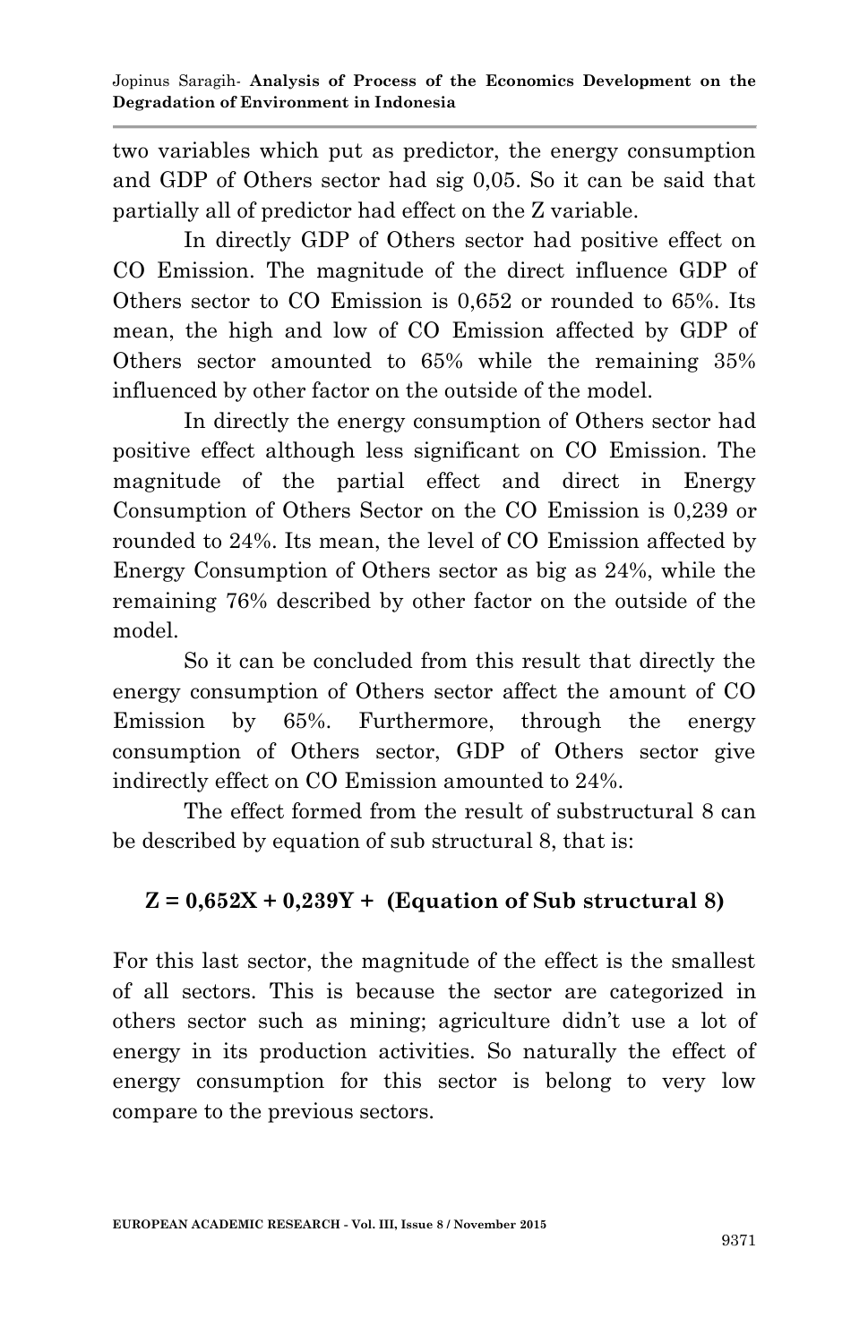two variables which put as predictor, the energy consumption and GDP of Others sector had sig 0,05. So it can be said that partially all of predictor had effect on the Z variable.

In directly GDP of Others sector had positive effect on CO Emission. The magnitude of the direct influence GDP of Others sector to CO Emission is 0,652 or rounded to 65%. Its mean, the high and low of CO Emission affected by GDP of Others sector amounted to 65% while the remaining 35% influenced by other factor on the outside of the model.

In directly the energy consumption of Others sector had positive effect although less significant on CO Emission. The magnitude of the partial effect and direct in Energy Consumption of Others Sector on the CO Emission is 0,239 or rounded to 24%. Its mean, the level of CO Emission affected by Energy Consumption of Others sector as big as 24%, while the remaining 76% described by other factor on the outside of the model.

So it can be concluded from this result that directly the energy consumption of Others sector affect the amount of CO Emission by 65%. Furthermore, through the energy consumption of Others sector, GDP of Others sector give indirectly effect on CO Emission amounted to 24%.

The effect formed from the result of substructural 8 can be described by equation of sub structural 8, that is:

**Z = 0,652X + 0,239Y + (Equation of Sub structural 8)**

For this last sector, the magnitude of the effect is the smallest of all sectors. This is because the sector are categorized in others sector such as mining; agriculture didn't use a lot of energy in its production activities. So naturally the effect of energy consumption for this sector is belong to very low compare to the previous sectors.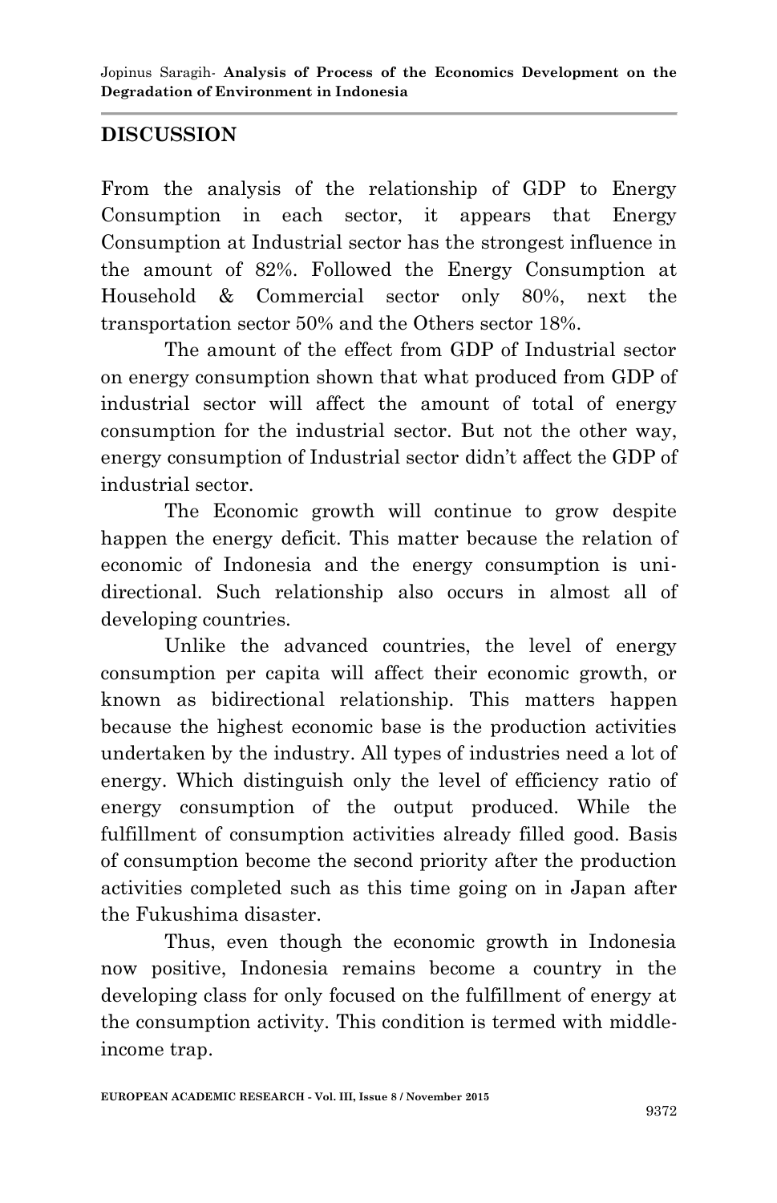## DISCUSSION

From the analysis of the relationship of GDP to Energy Consumption in each sector, it appears that Energy Consumption at Industrial sector has the strongest influence in the amount of 82%. Followed the Energy Consumption at Household & Commercial sector only 80%, next the transportation sector 50% and the Others sector 18%.

The amount of the effect from GDP of Industrial sector on energy consumption shown that what produced from GDP of industrial sector will affect the amount of total of energy consumption for the industrial sector. But not the other way, energy consumption of Industrial sector didn't affect the GDP of industrial sector.

The Economic growth will continue to grow despite happen the energy deficit. This matter because the relation of economic of Indonesia and the energy consumption is uni-directional. Such relationship also occurs in almost all of developing countries.

Unlike the advanced countries, the level of energy consumption per capita will affect their economic growth, or known as bidirectional relationship. This matters happen because the highest economic base is the production activities undertaken by the industry. All types of industries need a lot of energy. Which distinguish only the level of efficiency ratio of energy consumption of the output produced. While the fulfillment of consumption activities already filled good. Basis of consumption become the second priority after the production activities completed such as this time going on in Japan after the Fukushima disaster.

Thus, even though the economic growth in Indonesia now positive, Indonesia remains become a country in the developing class for only focused on the fulfillment of energy at the consumption activity. This condition is termed with middle-income trap.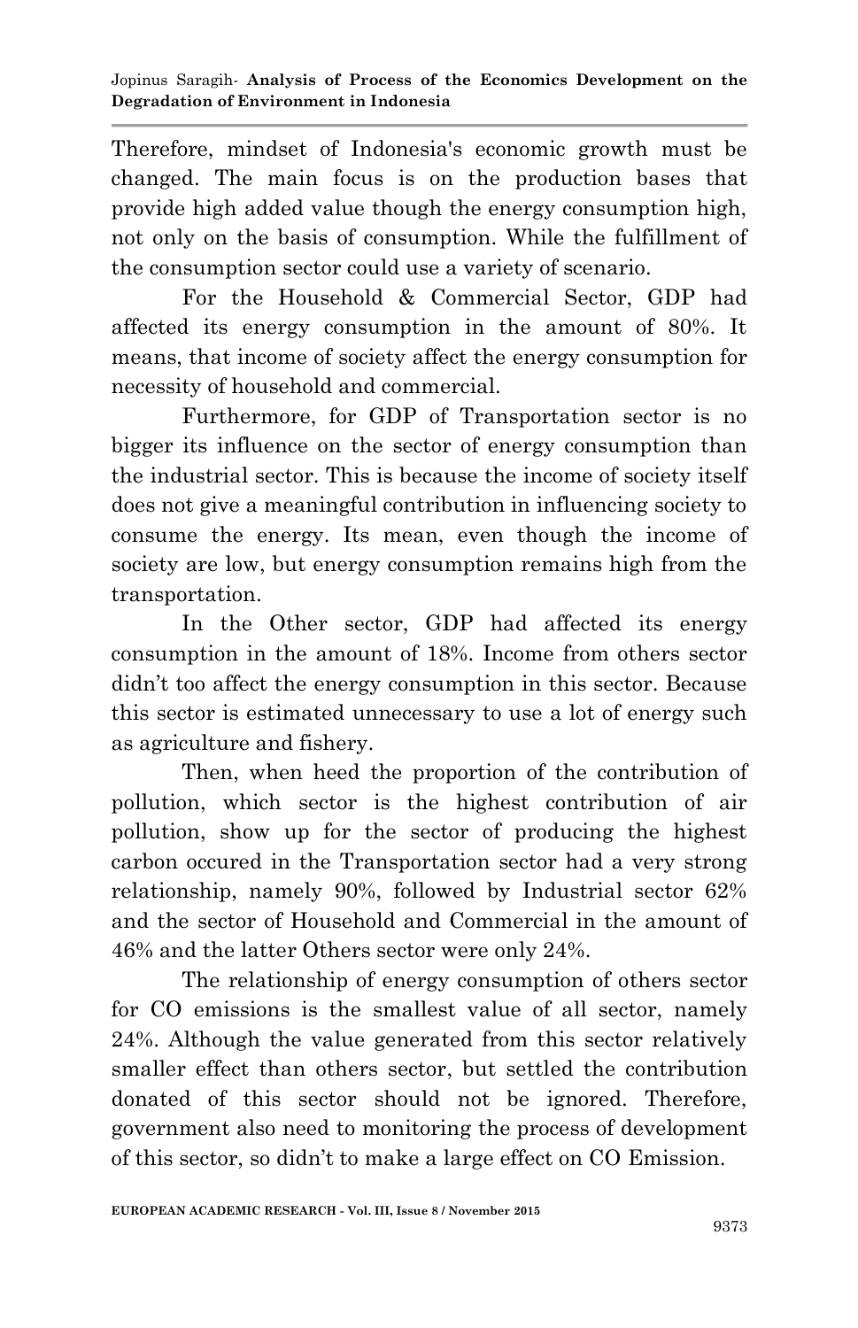Therefore, mindset of Indonesia's economic growth must be changed. The main focus is on the production bases that provide high added value though the energy consumption high, not only on the basis of consumption. While the fulfillment of the consumption sector could use a variety of scenario.

For the Household & Commercial Sector, GDP had affected its energy consumption in the amount of 80%. It means, that income of society affect the energy consumption for necessity of household and commercial.

Furthermore, for GDP of Transportation sector is no bigger its influence on the sector of energy consumption than the industrial sector. This is because the income of society itself does not give a meaningful contribution in influencing society to consume the energy. Its mean, even though the income of society are low, but energy consumption remains high from the transportation.

In the Other sector, GDP had affected its energy consumption in the amount of 18%. Income from others sector didn't too affect the energy consumption in this sector. Because this sector is estimated unnecessary to use a lot of energy such as agriculture and fishery.

Then, when heed the proportion of the contribution of pollution, which sector is the highest contribution of air pollution, show up for the sector of producing the highest carbon occured in the Transportation sector had a very strong relationship, namely 90%, followed by Industrial sector 62% and the sector of Household and Commercial in the amount of 46% and the latter Others sector were only 24%.

The relationship of energy consumption of others sector for CO emissions is the smallest value of all sector, namely 24%. Although the value generated from this sector relatively smaller effect than others sector, but settled the contribution donated of this sector should not be ignored. Therefore, government also need to monitoring the process of development of this sector, so didn't to make a large effect on CO Emission.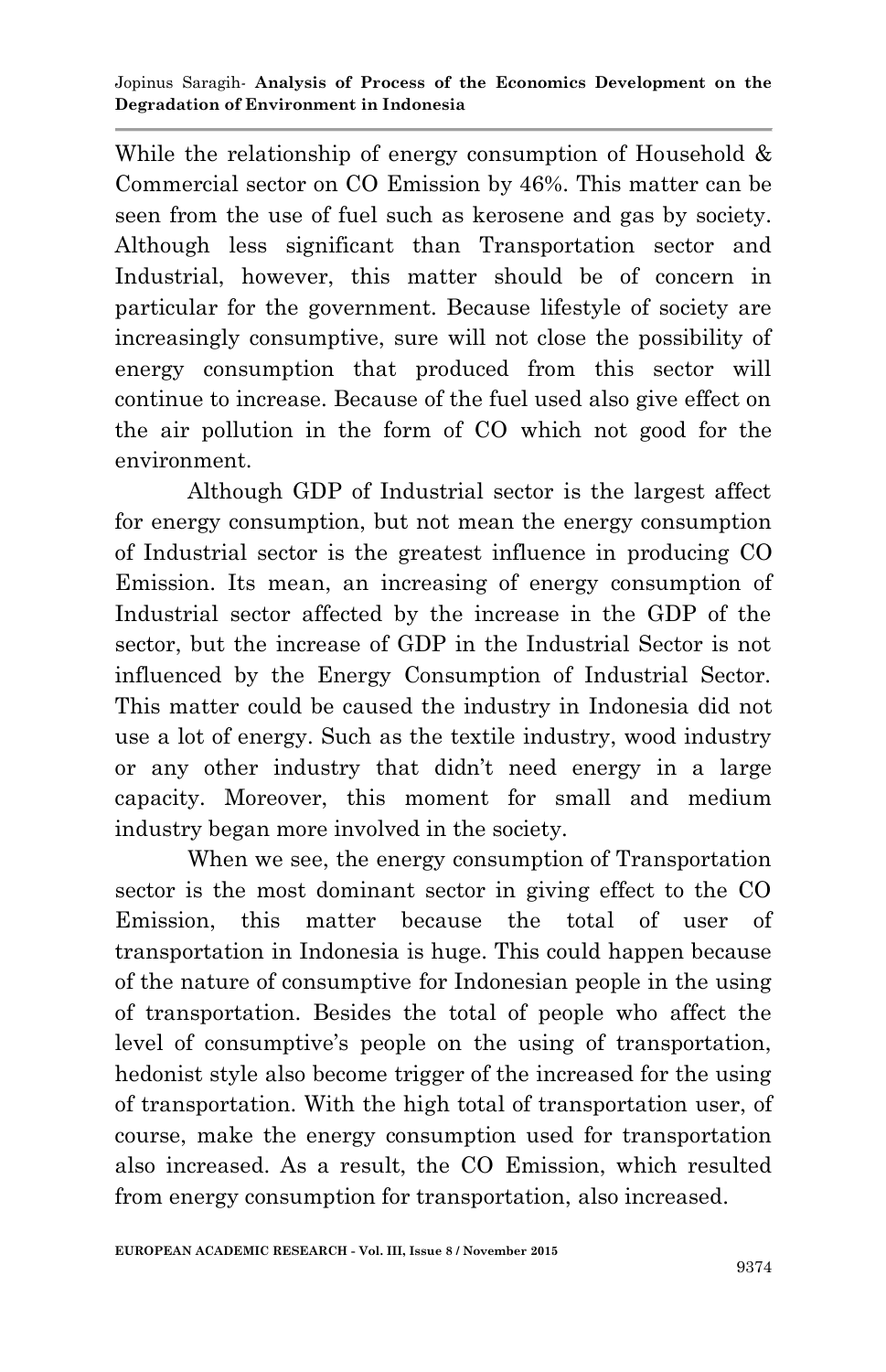While the relationship of energy consumption of Household & Commercial sector on CO Emission by 46%. This matter can be seen from the use of fuel such as kerosene and gas by society. Although less significant than Transportation sector and Industrial, however, this matter should be of concern in particular for the government. Because lifestyle of society are increasingly consumptive, sure will not close the possibility of energy consumption that produced from this sector will continue to increase. Because of the fuel used also give effect on the air pollution in the form of CO which not good for the environment.

Although GDP of Industrial sector is the largest affect for energy consumption, but not mean the energy consumption of Industrial sector is the greatest influence in producing CO Emission. Its mean, an increasing of energy consumption of Industrial sector affected by the increase in the GDP of the sector, but the increase of GDP in the Industrial Sector is not influenced by the Energy Consumption of Industrial Sector. This matter could be caused the industry in Indonesia did not use a lot of energy. Such as the textile industry, wood industry or any other industry that didn't need energy in a large capacity. Moreover, this moment for small and medium industry began more involved in the society.

When we see, the energy consumption of Transportation sector is the most dominant sector in giving effect to the CO Emission, this matter because the total of user of transportation in Indonesia is huge. This could happen because of the nature of consumptive for Indonesian people in the using of transportation. Besides the total of people who affect the level of consumptive's people on the using of transportation, hedonist style also become trigger of the increased for the using of transportation. With the high total of transportation user, of course, make the energy consumption used for transportation also increased. As a result, the CO Emission, which resulted from energy consumption for transportation, also increased.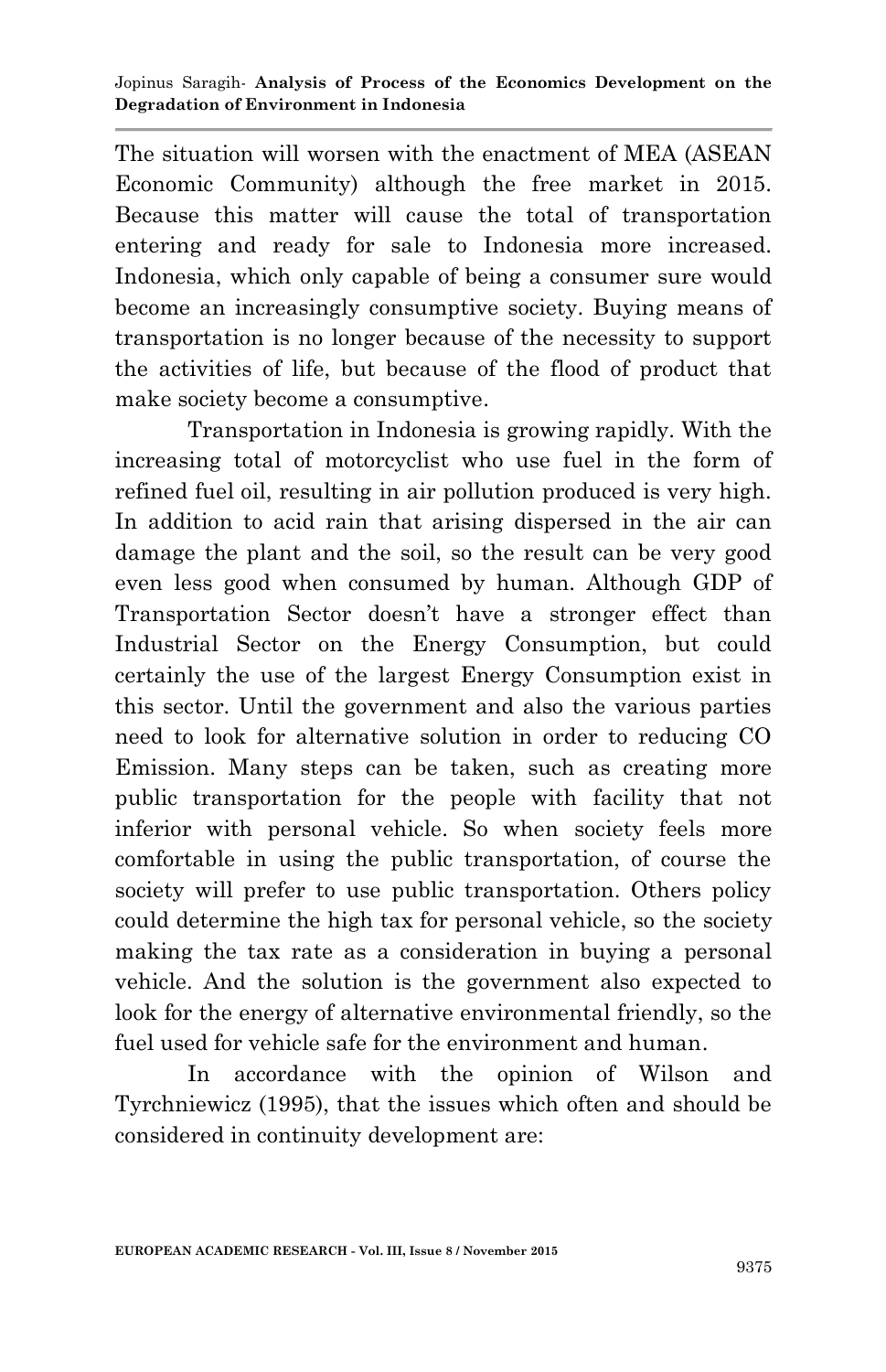The situation will worsen with the enactment of MEA (ASEAN Economic Community) although the free market in 2015. Because this matter will cause the total of transportation entering and ready for sale to Indonesia more increased. Indonesia, which only capable of being a consumer sure would become an increasingly consumptive society. Buying means of transportation is no longer because of the necessity to support the activities of life, but because of the flood of product that make society become a consumptive.

Transportation in Indonesia is growing rapidly. With the increasing total of motorcyclist who use fuel in the form of refined fuel oil, resulting in air pollution produced is very high. In addition to acid rain that arising dispersed in the air can damage the plant and the soil, so the result can be very good even less good when consumed by human. Although GDP of Transportation Sector doesn't have a stronger effect than Industrial Sector on the Energy Consumption, but could certainly the use of the largest Energy Consumption exist in this sector. Until the government and also the various parties need to look for alternative solution in order to reducing CO Emission. Many steps can be taken, such as creating more public transportation for the people with facility that not inferior with personal vehicle. So when society feels more comfortable in using the public transportation, of course the society will prefer to use public transportation. Others policy could determine the high tax for personal vehicle, so the society making the tax rate as a consideration in buying a personal vehicle. And the solution is the government also expected to look for the energy of alternative environmental friendly, so the fuel used for vehicle safe for the environment and human.

In accordance with the opinion of Wilson and Tyrchniewicz (1995), that the issues which often and should be considered in continuity development are: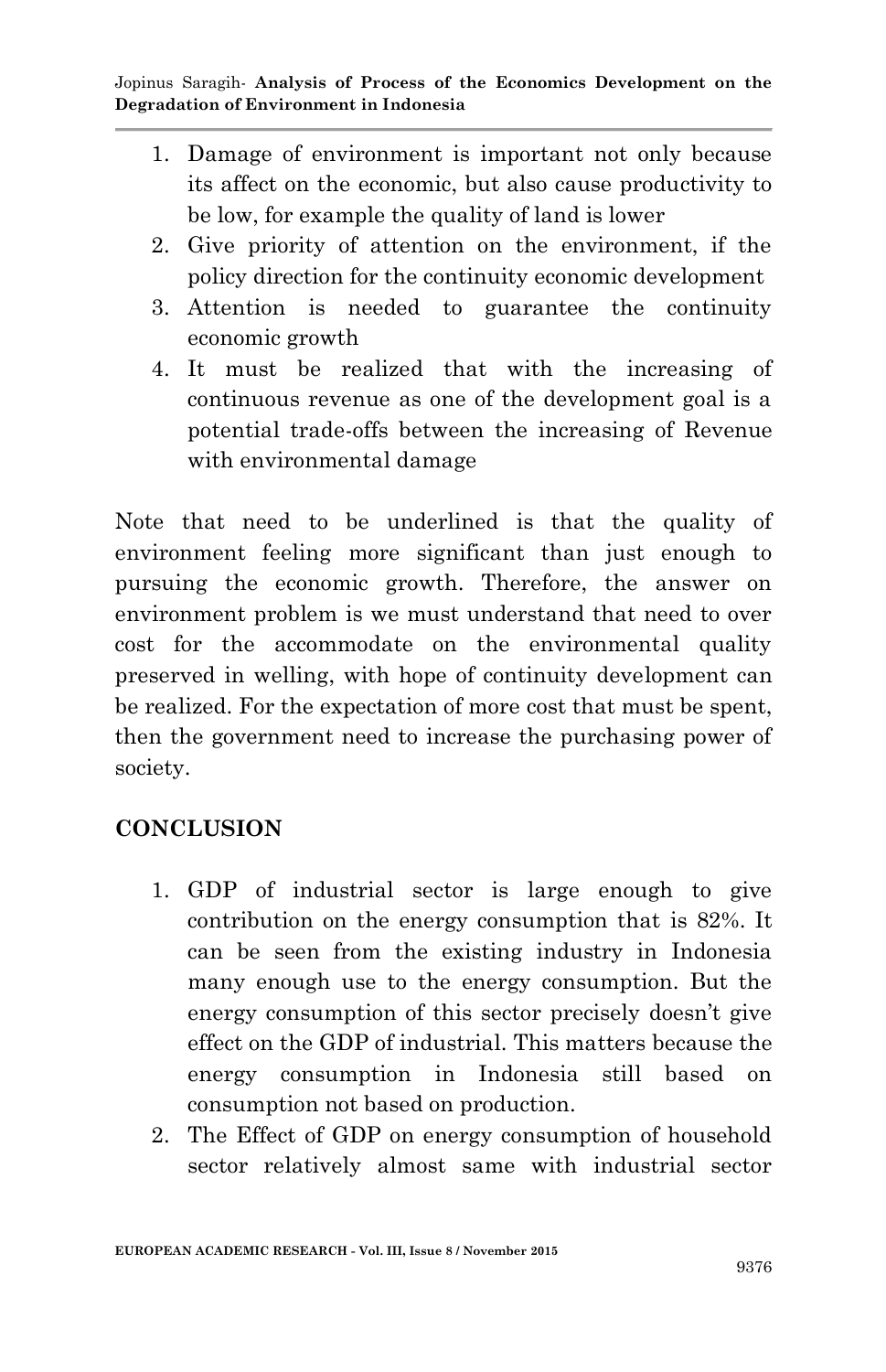1. Damage of environment is important not only because its affect on the economic, but also cause productivity to be low, for example the quality of land is lower
2. Give priority of attention on the environment, if the policy direction for the continuity economic development
3. Attention is needed to guarantee the continuity economic growth
4. It must be realized that with the increasing of continuous revenue as one of the development goal is a potential trade-offs between the increasing of Revenue with environmental damage

Note that need to be underlined is that the quality of environment feeling more significant than just enough to pursuing the economic growth. Therefore, the answer on environment problem is we must understand that need to over cost for the accommodate on the environmental quality preserved in welling, with hope of continuity development can be realized. For the expectation of more cost that must be spent, then the government need to increase the purchasing power of society.

## CONCLUSION

1. GDP of industrial sector is large enough to give contribution on the energy consumption that is 82%. It can be seen from the existing industry in Indonesia many enough use to the energy consumption. But the energy consumption of this sector precisely doesn't give effect on the GDP of industrial. This matters because the energy consumption in Indonesia still based on consumption not based on production.
2. The Effect of GDP on energy consumption of household sector relatively almost same with industrial sector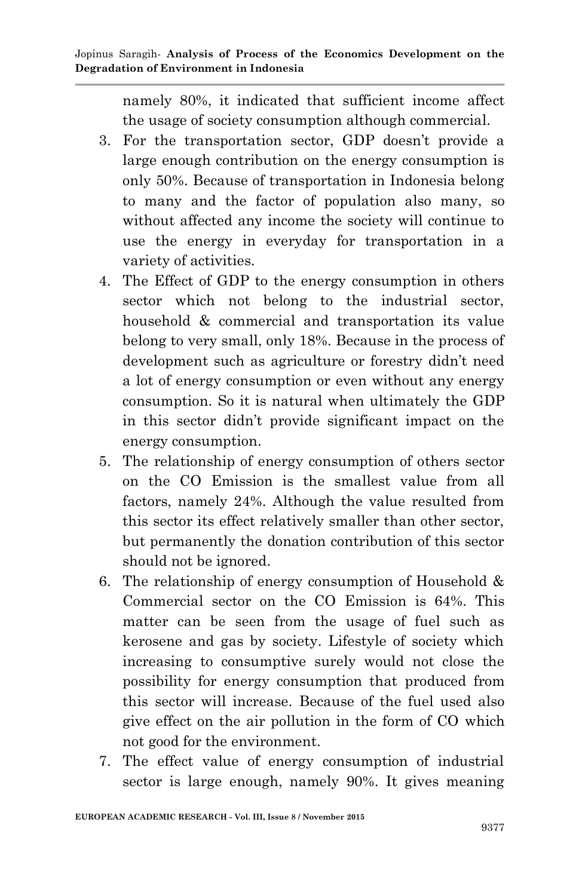namely 80%, it indicated that sufficient income affect the usage of society consumption although commercial.

3. For the transportation sector, GDP doesn't provide a large enough contribution on the energy consumption is only 50%. Because of transportation in Indonesia belong to many and the factor of population also many, so without affected any income the society will continue to use the energy in everyday for transportation in a variety of activities.
4. The Effect of GDP to the energy consumption in others sector which not belong to the industrial sector, household & commercial and transportation its value belong to very small, only 18%. Because in the process of development such as agriculture or forestry didn't need a lot of energy consumption or even without any energy consumption. So it is natural when ultimately the GDP in this sector didn't provide significant impact on the energy consumption.
5. The relationship of energy consumption of others sector on the CO Emission is the smallest value from all factors, namely 24%. Although the value resulted from this sector its effect relatively smaller than other sector, but permanently the donation contribution of this sector should not be ignored.
6. The relationship of energy consumption of Household & Commercial sector on the CO Emission is 64%. This matter can be seen from the usage of fuel such as kerosene and gas by society. Lifestyle of society which increasing to consumptive surely would not close the possibility for energy consumption that produced from this sector will increase. Because of the fuel used also give effect on the air pollution in the form of CO which not good for the environment.
7. The effect value of energy consumption of industrial sector is large enough, namely 90%. It gives meaning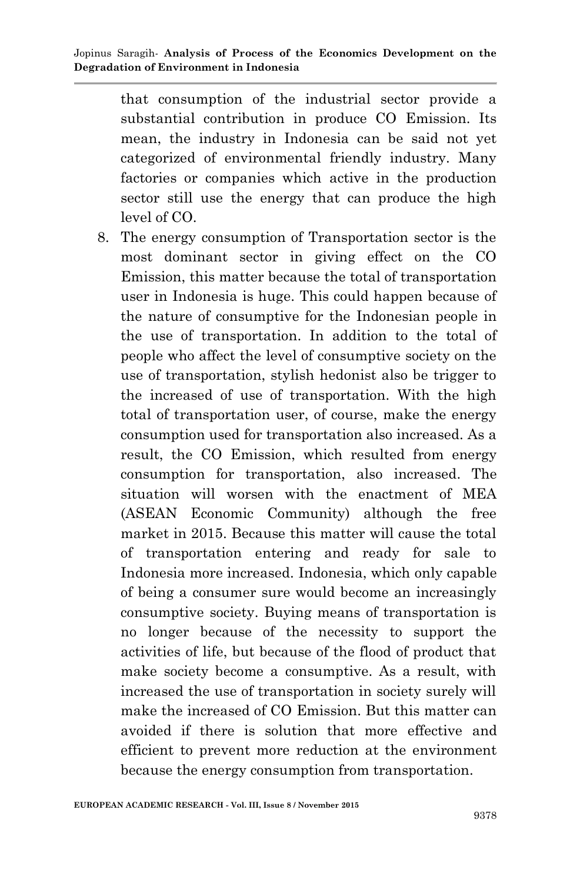that consumption of the industrial sector provide a substantial contribution in produce CO Emission. Its mean, the industry in Indonesia can be said not yet categorized of environmental friendly industry. Many factories or companies which active in the production sector still use the energy that can produce the high level of CO.

8. The energy consumption of Transportation sector is the most dominant sector in giving effect on the CO Emission, this matter because the total of transportation user in Indonesia is huge. This could happen because of the nature of consumptive for the Indonesian people in the use of transportation. In addition to the total of people who affect the level of consumptive society on the use of transportation, stylish hedonist also be trigger to the increased of use of transportation. With the high total of transportation user, of course, make the energy consumption used for transportation also increased. As a result, the CO Emission, which resulted from energy consumption for transportation, also increased. The situation will worsen with the enactment of MEA (ASEAN Economic Community) although the free market in 2015. Because this matter will cause the total of transportation entering and ready for sale to Indonesia more increased. Indonesia, which only capable of being a consumer sure would become an increasingly consumptive society. Buying means of transportation is no longer because of the necessity to support the activities of life, but because of the flood of product that make society become a consumptive. As a result, with increased the use of transportation in society surely will make the increased of CO Emission. But this matter can avoided if there is solution that more effective and efficient to prevent more reduction at the environment because the energy consumption from transportation.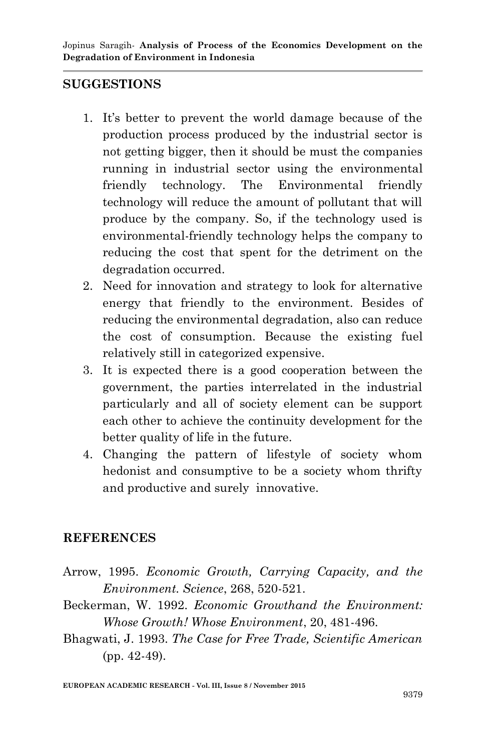## SUGGESTIONS

1. It's better to prevent the world damage because of the production process produced by the industrial sector is not getting bigger, then it should be must the companies running in industrial sector using the environmental friendly technology. The Environmental friendly technology will reduce the amount of pollutant that will produce by the company. So, if the technology used is environmental-friendly technology helps the company to reducing the cost that spent for the detriment on the degradation occurred.
2. Need for innovation and strategy to look for alternative energy that friendly to the environment. Besides of reducing the environmental degradation, also can reduce the cost of consumption. Because the existing fuel relatively still in categorized expensive.
3. It is expected there is a good cooperation between the government, the parties interrelated in the industrial particularly and all of society element can be support each other to achieve the continuity development for the better quality of life in the future.
4. Changing the pattern of lifestyle of society whom hedonist and consumptive to be a society whom thrifty and productive and surely innovative.

## REFERENCES

Arrow, 1995. *Economic Growth, Carrying Capacity, and the Environment. Science*, 268, 520-521.

Beckerman, W. 1992. *Economic Growthand the Environment: Whose Growth! Whose Environment*, 20, 481-496.

Bhagwati, J. 1993. *The Case for Free Trade, Scientific American* (pp. 42-49).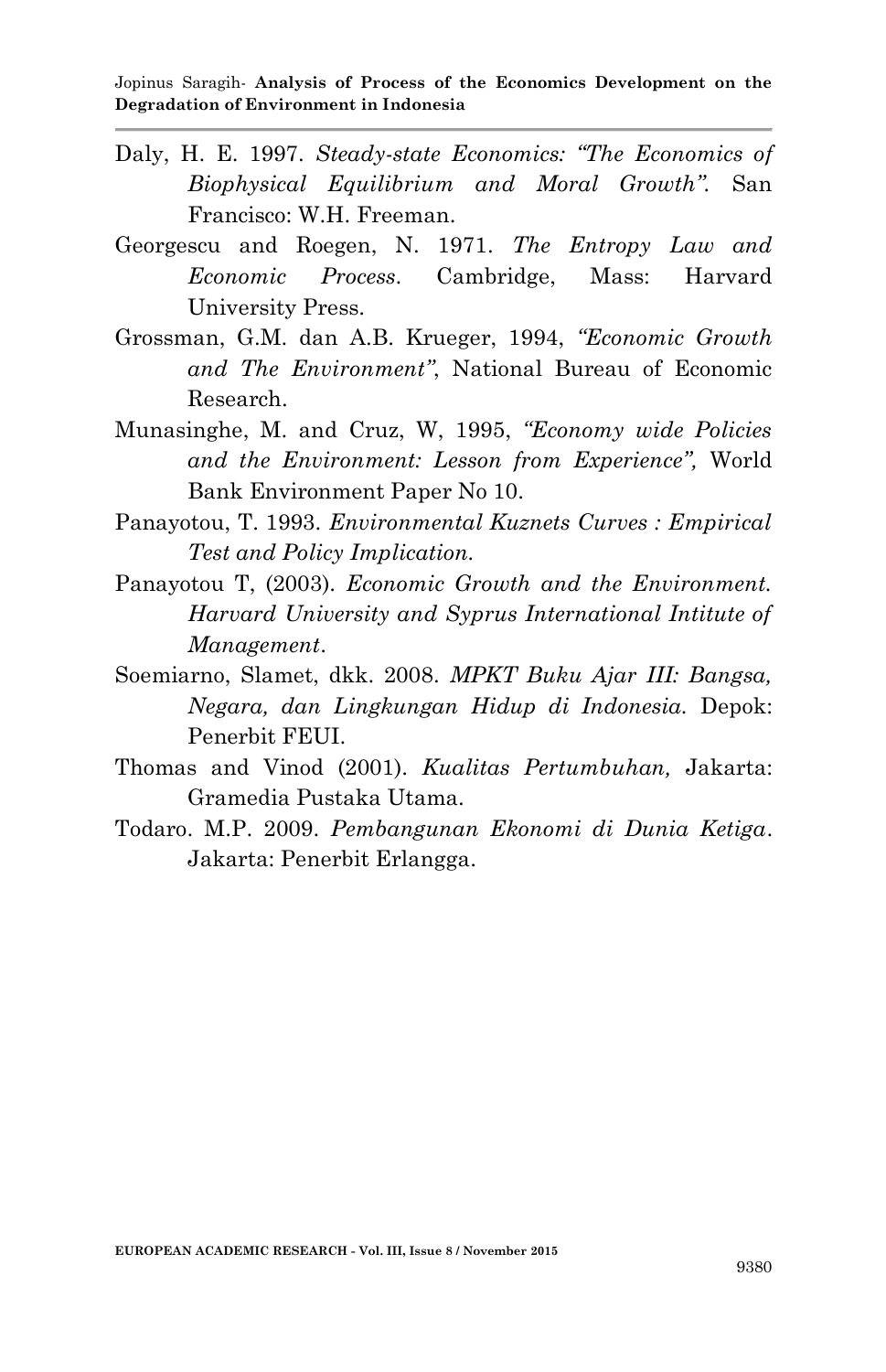Daly, H. E. 1997. *Steady-state Economics: "The Economics of Biophysical Equilibrium and Moral Growth".* San Francisco: W.H. Freeman.

Georgescu and Roegen, N. 1971. *The Entropy Law and Economic Process*. Cambridge, Mass: Harvard University Press.

Grossman, G.M. dan A.B. Krueger, 1994, *"Economic Growth and The Environment"*, National Bureau of Economic Research.

Munasinghe, M. and Cruz, W, 1995, *"Economy wide Policies and the Environment: Lesson from Experience",* World Bank Environment Paper No 10.

Panayotou, T. 1993. *Environmental Kuznets Curves : Empirical Test and Policy Implication.*

Panayotou T, (2003). *Economic Growth and the Environment. Harvard University and Syprus International Intitute of Management*.

Soemiarno, Slamet, dkk. 2008. *MPKT Buku Ajar III: Bangsa, Negara, dan Lingkungan Hidup di Indonesia.* Depok: Penerbit FEUI.

Thomas and Vinod (2001). *Kualitas Pertumbuhan,* Jakarta: Gramedia Pustaka Utama.

Todaro. M.P. 2009. *Pembangunan Ekonomi di Dunia Ketiga*. Jakarta: Penerbit Erlangga.